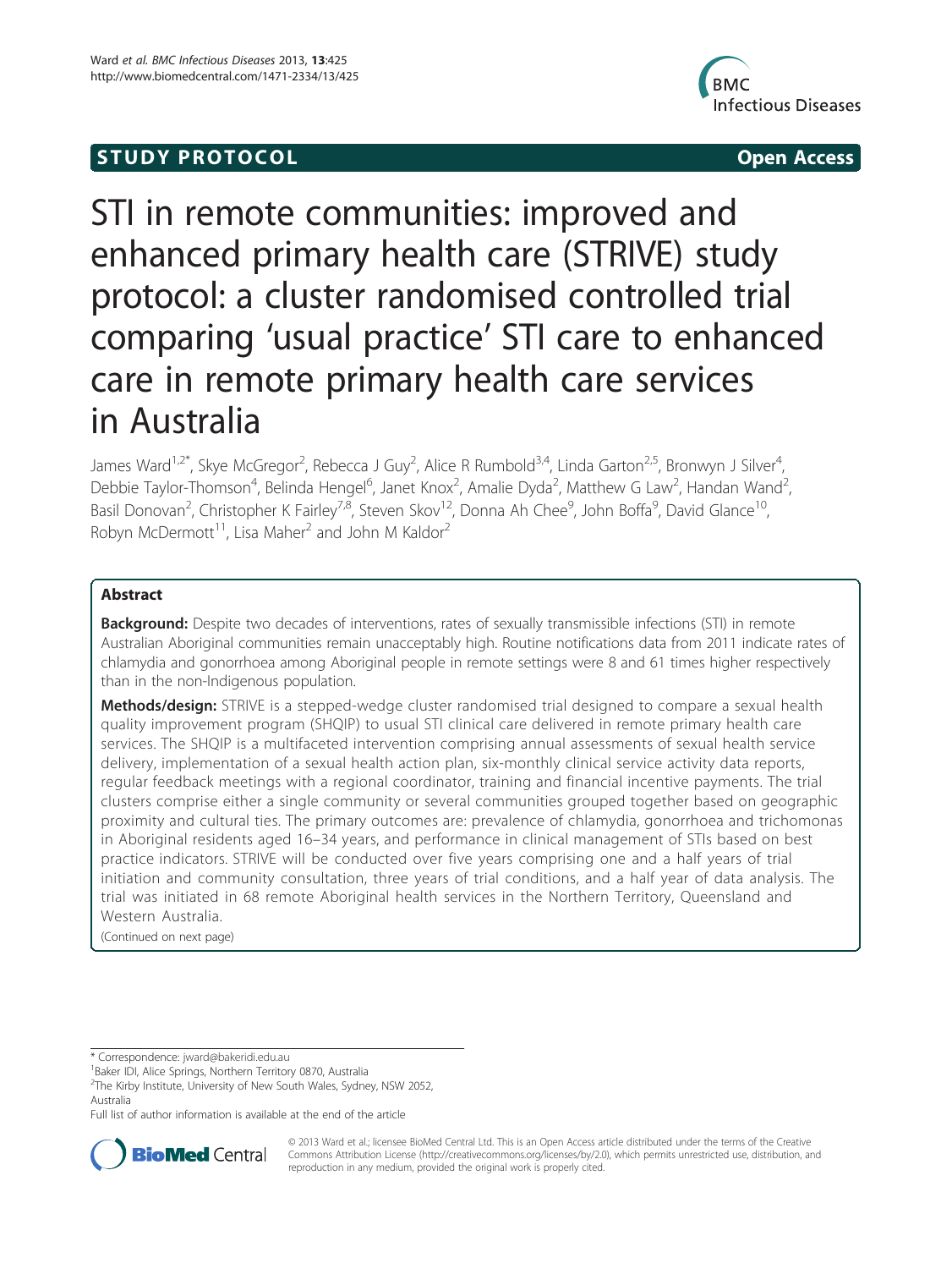STUDY PROTOCOL Open Access

# STI in remote communities: improved and enhanced primary health care (STRIVE) study protocol: a cluster randomised controlled trial comparing 'usual practice' STI care to enhanced care in remote primary health care services in Australia

James Ward[1,2*], Skye McGregor[2], Rebecca J Guy[2], Alice R Rumbold[3,4], Linda Garton[2,5], Bronwyn J Silver[4], Debbie Taylor-Thomson[4], Belinda Hengel[6], Janet Knox[2], Amalie Dyda[2], Matthew G Law[2], Handan Wand[2], Basil Donovan[2], Christopher K Fairley[7,8], Steven Skov[12], Donna Ah Chee[9], John Boffa[9], David Glance[10], Robyn McDermott[11], Lisa Maher[2] and John M Kaldor[2]

## Abstract

**Background:** Despite two decades of interventions, rates of sexually transmissible infections (STI) in remote Australian Aboriginal communities remain unacceptably high. Routine notifications data from 2011 indicate rates of chlamydia and gonorrhoea among Aboriginal people in remote settings were 8 and 61 times higher respectively than in the non-Indigenous population.

**Methods/design:** STRIVE is a stepped-wedge cluster randomised trial designed to compare a sexual health quality improvement program (SHQIP) to usual STI clinical care delivered in remote primary health care services. The SHQIP is a multifaceted intervention comprising annual assessments of sexual health service delivery, implementation of a sexual health action plan, six-monthly clinical service activity data reports, regular feedback meetings with a regional coordinator, training and financial incentive payments. The trial clusters comprise either a single community or several communities grouped together based on geographic proximity and cultural ties. The primary outcomes are: prevalence of chlamydia, gonorrhoea and trichomonas in Aboriginal residents aged 16–34 years, and performance in clinical management of STIs based on best practice indicators. STRIVE will be conducted over five years comprising one and a half years of trial initiation and community consultation, three years of trial conditions, and a half year of data analysis. The trial was initiated in 68 remote Aboriginal health services in the Northern Territory, Queensland and Western Australia.

(Continued on next page)

---

* Correspondence: jward@bakeridi.edu.au
[1]Baker IDI, Alice Springs, Northern Territory 0870, Australia
[2]The Kirby Institute, University of New South Wales, Sydney, NSW 2052, Australia
Full list of author information is available at the end of the article

© 2013 Ward et al.; licensee BioMed Central Ltd. This is an Open Access article distributed under the terms of the Creative Commons Attribution License (http://creativecommons.org/licenses/by/2.0), which permits unrestricted use, distribution, and reproduction in any medium, provided the original work is properly cited.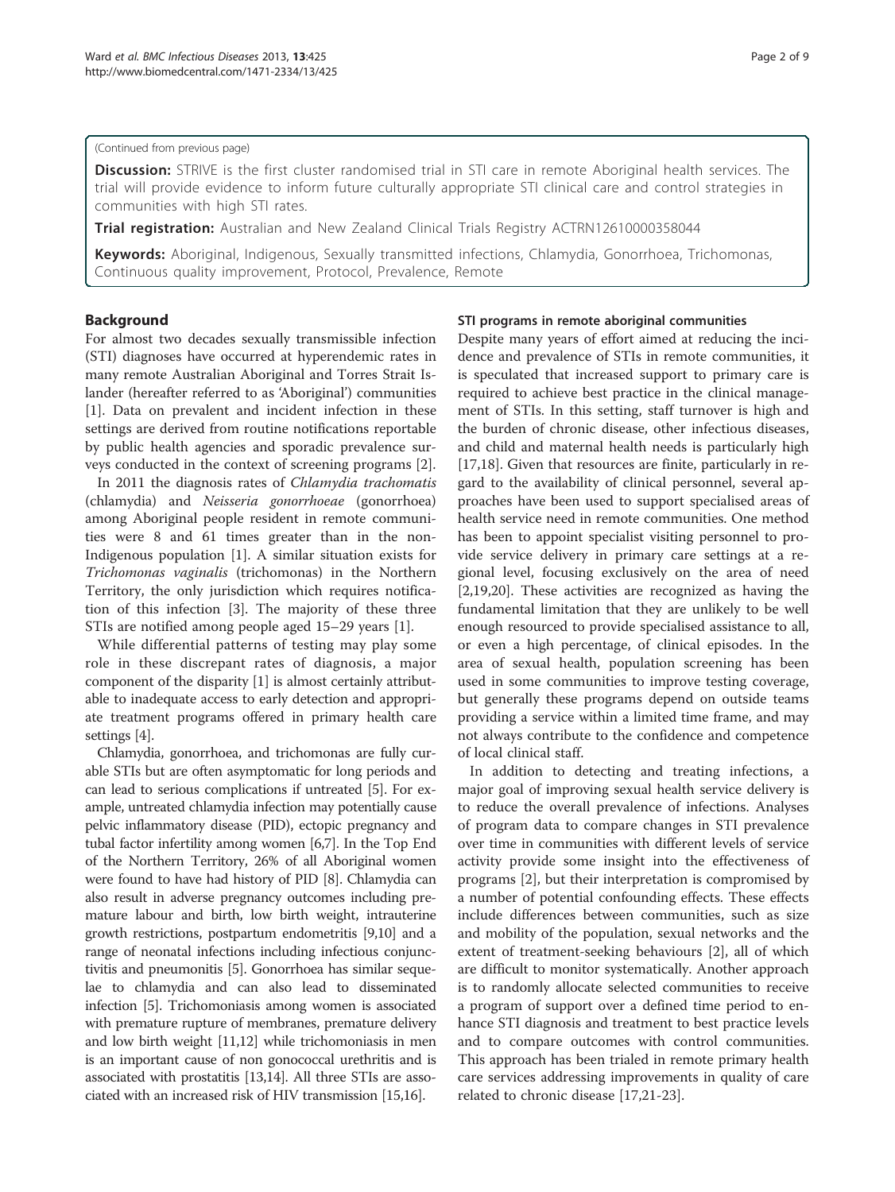(Continued from previous page)

**Discussion:** STRIVE is the first cluster randomised trial in STI care in remote Aboriginal health services. The trial will provide evidence to inform future culturally appropriate STI clinical care and control strategies in communities with high STI rates.

**Trial registration:** Australian and New Zealand Clinical Trials Registry ACTRN12610000358044

**Keywords:** Aboriginal, Indigenous, Sexually transmitted infections, Chlamydia, Gonorrhoea, Trichomonas, Continuous quality improvement, Protocol, Prevalence, Remote

## Background

For almost two decades sexually transmissible infection (STI) diagnoses have occurred at hyperendemic rates in many remote Australian Aboriginal and Torres Strait Islander (hereafter referred to as 'Aboriginal') communities [1]. Data on prevalent and incident infection in these settings are derived from routine notifications reportable by public health agencies and sporadic prevalence surveys conducted in the context of screening programs [2].

In 2011 the diagnosis rates of *Chlamydia trachomatis* (chlamydia) and *Neisseria gonorrhoeae* (gonorrhoea) among Aboriginal people resident in remote communities were 8 and 61 times greater than in the non-Indigenous population [1]. A similar situation exists for *Trichomonas vaginalis* (trichomonas) in the Northern Territory, the only jurisdiction which requires notification of this infection [3]. The majority of these three STIs are notified among people aged 15–29 years [1].

While differential patterns of testing may play some role in these discrepant rates of diagnosis, a major component of the disparity [1] is almost certainly attributable to inadequate access to early detection and appropriate treatment programs offered in primary health care settings [4].

Chlamydia, gonorrhoea, and trichomonas are fully curable STIs but are often asymptomatic for long periods and can lead to serious complications if untreated [5]. For example, untreated chlamydia infection may potentially cause pelvic inflammatory disease (PID), ectopic pregnancy and tubal factor infertility among women [6,7]. In the Top End of the Northern Territory, 26% of all Aboriginal women were found to have had history of PID [8]. Chlamydia can also result in adverse pregnancy outcomes including premature labour and birth, low birth weight, intrauterine growth restrictions, postpartum endometritis [9,10] and a range of neonatal infections including infectious conjunctivitis and pneumonitis [5]. Gonorrhoea has similar sequelae to chlamydia and can also lead to disseminated infection [5]. Trichomoniasis among women is associated with premature rupture of membranes, premature delivery and low birth weight [11,12] while trichomoniasis in men is an important cause of non gonococcal urethritis and is associated with prostatitis [13,14]. All three STIs are associated with an increased risk of HIV transmission [15,16].

### STI programs in remote aboriginal communities

Despite many years of effort aimed at reducing the incidence and prevalence of STIs in remote communities, it is speculated that increased support to primary care is required to achieve best practice in the clinical management of STIs. In this setting, staff turnover is high and the burden of chronic disease, other infectious diseases, and child and maternal health needs is particularly high [17,18]. Given that resources are finite, particularly in regard to the availability of clinical personnel, several approaches have been used to support specialised areas of health service need in remote communities. One method has been to appoint specialist visiting personnel to provide service delivery in primary care settings at a regional level, focusing exclusively on the area of need [2,19,20]. These activities are recognized as having the fundamental limitation that they are unlikely to be well enough resourced to provide specialised assistance to all, or even a high percentage, of clinical episodes. In the area of sexual health, population screening has been used in some communities to improve testing coverage, but generally these programs depend on outside teams providing a service within a limited time frame, and may not always contribute to the confidence and competence of local clinical staff.

In addition to detecting and treating infections, a major goal of improving sexual health service delivery is to reduce the overall prevalence of infections. Analyses of program data to compare changes in STI prevalence over time in communities with different levels of service activity provide some insight into the effectiveness of programs [2], but their interpretation is compromised by a number of potential confounding effects. These effects include differences between communities, such as size and mobility of the population, sexual networks and the extent of treatment-seeking behaviours [2], all of which are difficult to monitor systematically. Another approach is to randomly allocate selected communities to receive a program of support over a defined time period to enhance STI diagnosis and treatment to best practice levels and to compare outcomes with control communities. This approach has been trialed in remote primary health care services addressing improvements in quality of care related to chronic disease [17,21-23].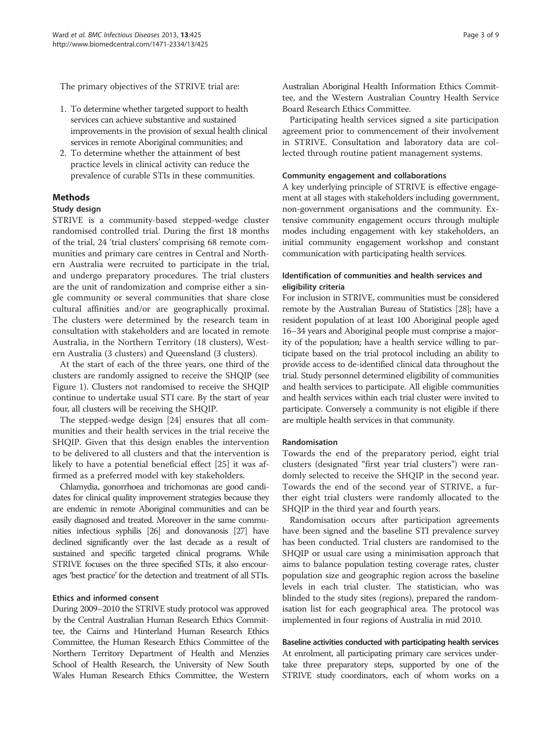The primary objectives of the STRIVE trial are:

1. To determine whether targeted support to health services can achieve substantive and sustained improvements in the provision of sexual health clinical services in remote Aboriginal communities; and
2. To determine whether the attainment of best practice levels in clinical activity can reduce the prevalence of curable STIs in these communities.

## Methods

### Study design

STRIVE is a community-based stepped-wedge cluster randomised controlled trial. During the first 18 months of the trial, 24 'trial clusters' comprising 68 remote communities and primary care centres in Central and Northern Australia were recruited to participate in the trial, and undergo preparatory procedures. The trial clusters are the unit of randomization and comprise either a single community or several communities that share close cultural affinities and/or are geographically proximal. The clusters were determined by the research team in consultation with stakeholders and are located in remote Australia, in the Northern Territory (18 clusters), Western Australia (3 clusters) and Queensland (3 clusters).

At the start of each of the three years, one third of the clusters are randomly assigned to receive the SHQIP (see Figure 1). Clusters not randomised to receive the SHQIP continue to undertake usual STI care. By the start of year four, all clusters will be receiving the SHQIP.

The stepped-wedge design [24] ensures that all communities and their health services in the trial receive the SHQIP. Given that this design enables the intervention to be delivered to all clusters and that the intervention is likely to have a potential beneficial effect [25] it was affirmed as a preferred model with key stakeholders.

Chlamydia, gonorrhoea and trichomonas are good candidates for clinical quality improvement strategies because they are endemic in remote Aboriginal communities and can be easily diagnosed and treated. Moreover in the same communities infectious syphilis [26] and donovanosis [27] have declined significantly over the last decade as a result of sustained and specific targeted clinical programs. While STRIVE focuses on the three specified STIs, it also encourages 'best practice' for the detection and treatment of all STIs.

### Ethics and informed consent

During 2009–2010 the STRIVE study protocol was approved by the Central Australian Human Research Ethics Committee, the Cairns and Hinterland Human Research Ethics Committee, the Human Research Ethics Committee of the Northern Territory Department of Health and Menzies School of Health Research, the University of New South Wales Human Research Ethics Committee, the Western Australian Aboriginal Health Information Ethics Committee, and the Western Australian Country Health Service Board Research Ethics Committee.

Participating health services signed a site participation agreement prior to commencement of their involvement in STRIVE. Consultation and laboratory data are collected through routine patient management systems.

### Community engagement and collaborations

A key underlying principle of STRIVE is effective engagement at all stages with stakeholders including government, non-government organisations and the community. Extensive community engagement occurs through multiple modes including engagement with key stakeholders, an initial community engagement workshop and constant communication with participating health services.

### Identification of communities and health services and eligibility criteria

For inclusion in STRIVE, communities must be considered remote by the Australian Bureau of Statistics [28]; have a resident population of at least 100 Aboriginal people aged 16–34 years and Aboriginal people must comprise a majority of the population; have a health service willing to participate based on the trial protocol including an ability to provide access to de-identified clinical data throughout the trial. Study personnel determined eligibility of communities and health services to participate. All eligible communities and health services within each trial cluster were invited to participate. Conversely a community is not eligible if there are multiple health services in that community.

### Randomisation

Towards the end of the preparatory period, eight trial clusters (designated "first year trial clusters") were randomly selected to receive the SHQIP in the second year. Towards the end of the second year of STRIVE, a further eight trial clusters were randomly allocated to the SHQIP in the third year and fourth years.

Randomisation occurs after participation agreements have been signed and the baseline STI prevalence survey has been conducted. Trial clusters are randomised to the SHQIP or usual care using a minimisation approach that aims to balance population testing coverage rates, cluster population size and geographic region across the baseline levels in each trial cluster. The statistician, who was blinded to the study sites (regions), prepared the randomisation list for each geographical area. The protocol was implemented in four regions of Australia in mid 2010.

### Baseline activities conducted with participating health services

At enrolment, all participating primary care services undertake three preparatory steps, supported by one of the STRIVE study coordinators, each of whom works on a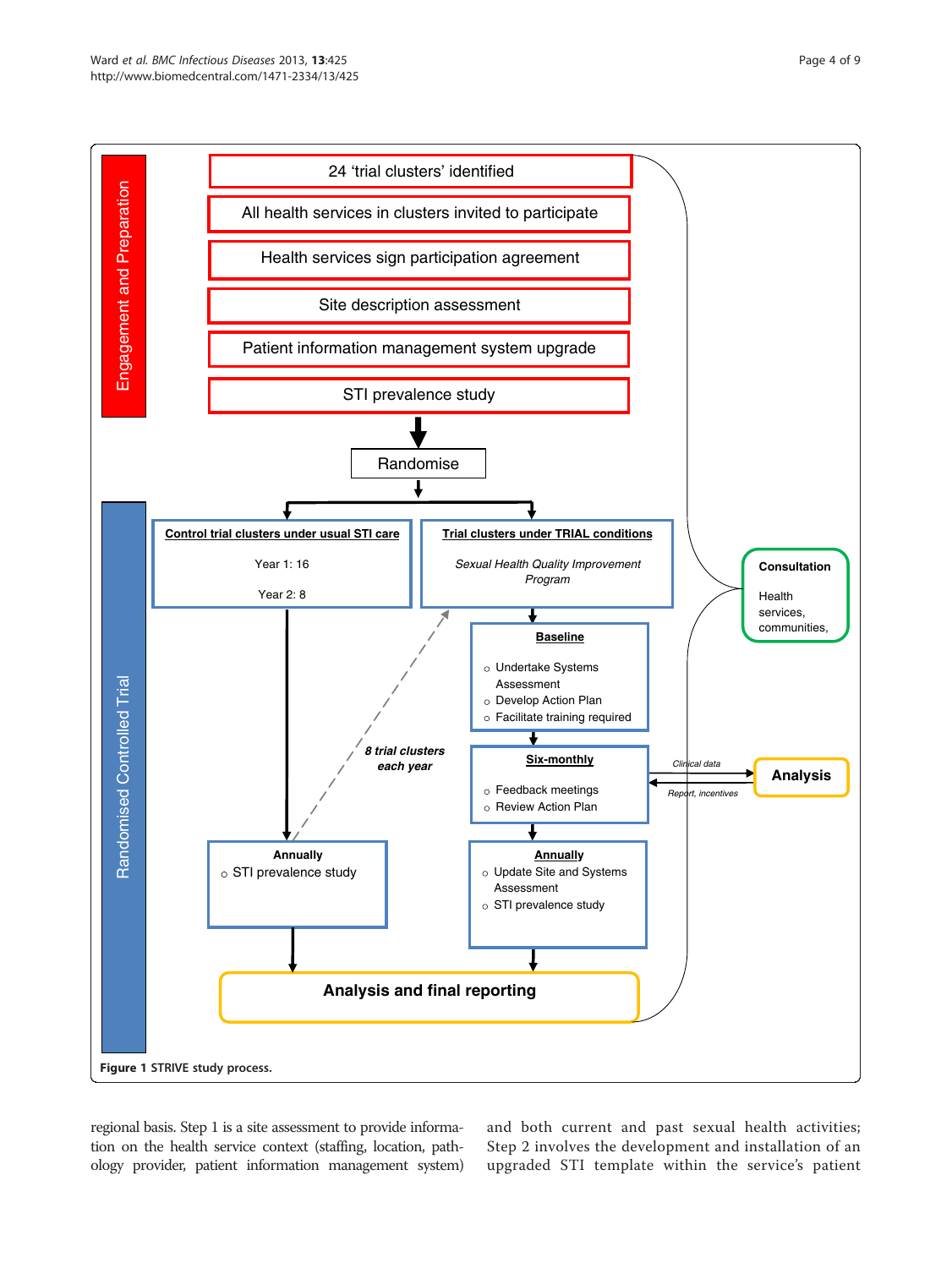24 'trial clusters' identified

All health services in clusters invited to participate

Health services sign participation agreement

Site description assessment

Patient information management system upgrade

STI prevalence study

Engagement and Preparation

Randomise

Randomised Controlled Trial

**Control trial clusters under usual STI care**

Year 1: 16

Year 2: 8

**Trial clusters under TRIAL conditions**

*Sexual Health Quality Improvement Program*

**Baseline**

- Undertake Systems Assessment
- Develop Action Plan
- Facilitate training required

*8 trial clusters each year*

**Six-monthly**

- Feedback meetings
- Review Action Plan

*Clinical data*

*Report, incentives*

**Analysis**

**Consultation**

Health services, communities,

**Annually**

- STI prevalence study

**Annually**

- Update Site and Systems Assessment
- STI prevalence study

**Analysis and final reporting**

**Figure 1** STRIVE study process.

regional basis. Step 1 is a site assessment to provide information on the health service context (staffing, location, pathology provider, patient information management system) and both current and past sexual health activities; Step 2 involves the development and installation of an upgraded STI template within the service's patient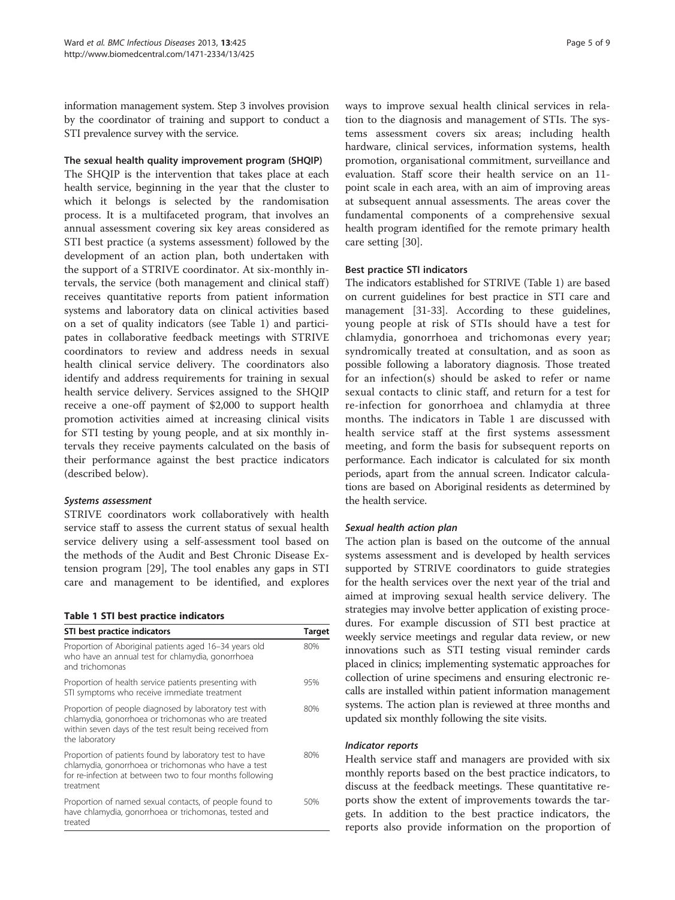information management system. Step 3 involves provision by the coordinator of training and support to conduct a STI prevalence survey with the service.

### The sexual health quality improvement program (SHQIP)

The SHQIP is the intervention that takes place at each health service, beginning in the year that the cluster to which it belongs is selected by the randomisation process. It is a multifaceted program, that involves an annual assessment covering six key areas considered as STI best practice (a systems assessment) followed by the development of an action plan, both undertaken with the support of a STRIVE coordinator. At six-monthly intervals, the service (both management and clinical staff) receives quantitative reports from patient information systems and laboratory data on clinical activities based on a set of quality indicators (see Table 1) and participates in collaborative feedback meetings with STRIVE coordinators to review and address needs in sexual health clinical service delivery. The coordinators also identify and address requirements for training in sexual health service delivery. Services assigned to the SHQIP receive a one-off payment of $2,000 to support health promotion activities aimed at increasing clinical visits for STI testing by young people, and at six monthly intervals they receive payments calculated on the basis of their performance against the best practice indicators (described below).

#### *Systems assessment*

STRIVE coordinators work collaboratively with health service staff to assess the current status of sexual health service delivery using a self-assessment tool based on the methods of the Audit and Best Chronic Disease Extension program [29], The tool enables any gaps in STI care and management to be identified, and explores ways to improve sexual health clinical services in relation to the diagnosis and management of STIs. The systems assessment covers six areas; including health hardware, clinical services, information systems, health promotion, organisational commitment, surveillance and evaluation. Staff score their health service on an 11-point scale in each area, with an aim of improving areas at subsequent annual assessments. The areas cover the fundamental components of a comprehensive sexual health program identified for the remote primary health care setting [30].

**Table 1 STI best practice indicators**

| STI best practice indicators | Target |
|---|---|
| Proportion of Aboriginal patients aged 16–34 years old who have an annual test for chlamydia, gonorrhoea and trichomonas | 80% |
| Proportion of health service patients presenting with STI symptoms who receive immediate treatment | 95% |
| Proportion of people diagnosed by laboratory test with chlamydia, gonorrhoea or trichomonas who are treated within seven days of the test result being received from the laboratory | 80% |
| Proportion of patients found by laboratory test to have chlamydia, gonorrhoea or trichomonas who have a test for re-infection at between two to four months following treatment | 80% |
| Proportion of named sexual contacts, of people found to have chlamydia, gonorrhoea or trichomonas, tested and treated | 50% |

#### Best practice STI indicators

The indicators established for STRIVE (Table 1) are based on current guidelines for best practice in STI care and management [31-33]. According to these guidelines, young people at risk of STIs should have a test for chlamydia, gonorrhoea and trichomonas every year; syndromically treated at consultation, and as soon as possible following a laboratory diagnosis. Those treated for an infection(s) should be asked to refer or name sexual contacts to clinic staff, and return for a test for re-infection for gonorrhoea and chlamydia at three months. The indicators in Table 1 are discussed with health service staff at the first systems assessment meeting, and form the basis for subsequent reports on performance. Each indicator is calculated for six month periods, apart from the annual screen. Indicator calculations are based on Aboriginal residents as determined by the health service.

#### *Sexual health action plan*

The action plan is based on the outcome of the annual systems assessment and is developed by health services supported by STRIVE coordinators to guide strategies for the health services over the next year of the trial and aimed at improving sexual health service delivery. The strategies may involve better application of existing procedures. For example discussion of STI best practice at weekly service meetings and regular data review, or new innovations such as STI testing visual reminder cards placed in clinics; implementing systematic approaches for collection of urine specimens and ensuring electronic recalls are installed within patient information management systems. The action plan is reviewed at three months and updated six monthly following the site visits.

#### *Indicator reports*

Health service staff and managers are provided with six monthly reports based on the best practice indicators, to discuss at the feedback meetings. These quantitative reports show the extent of improvements towards the targets. In addition to the best practice indicators, the reports also provide information on the proportion of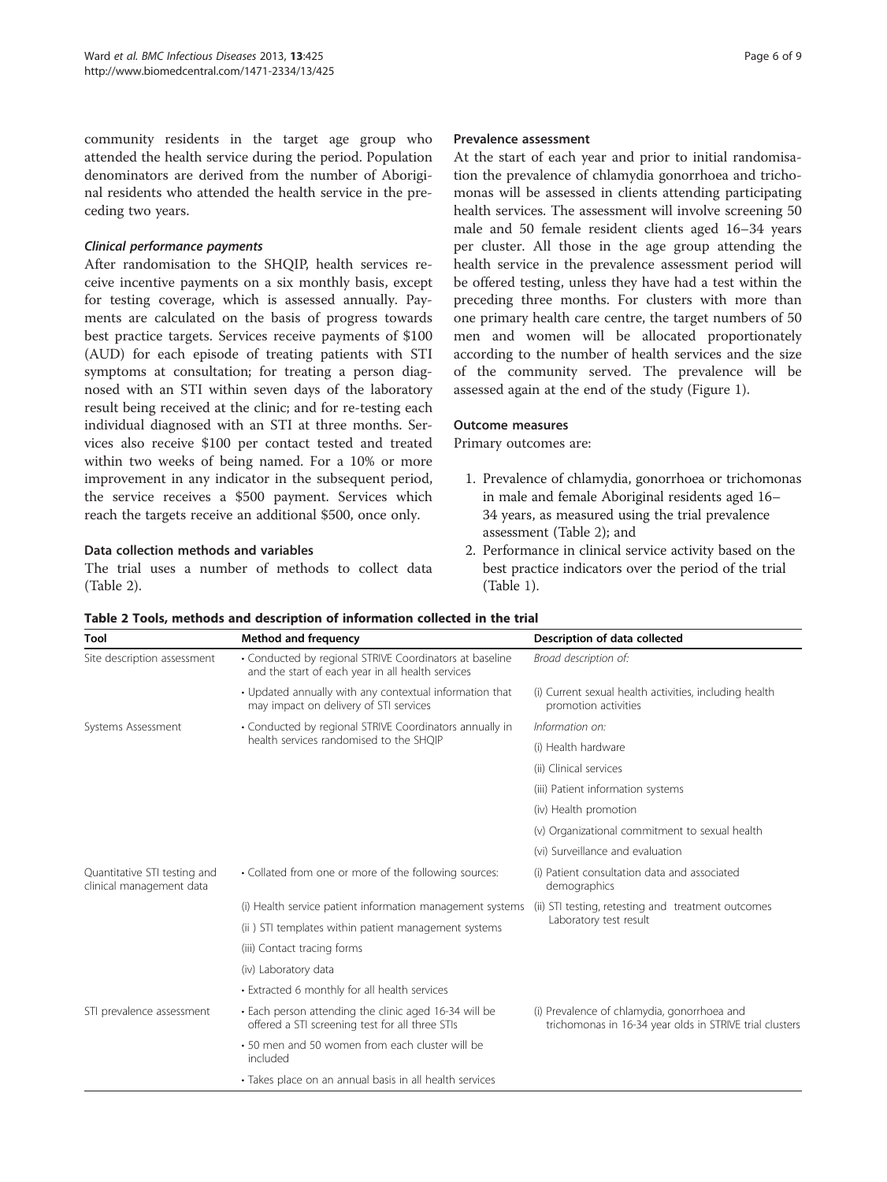community residents in the target age group who attended the health service during the period. Population denominators are derived from the number of Aboriginal residents who attended the health service in the preceding two years.

#### *Clinical performance payments*

After randomisation to the SHQIP, health services receive incentive payments on a six monthly basis, except for testing coverage, which is assessed annually. Payments are calculated on the basis of progress towards best practice targets. Services receive payments of $100 (AUD) for each episode of treating patients with STI symptoms at consultation; for treating a person diagnosed with an STI within seven days of the laboratory result being received at the clinic; and for re-testing each individual diagnosed with an STI at three months. Services also receive $100 per contact tested and treated within two weeks of being named. For a 10% or more improvement in any indicator in the subsequent period, the service receives a $500 payment. Services which reach the targets receive an additional $500, once only.

### Data collection methods and variables

The trial uses a number of methods to collect data (Table 2).

### Prevalence assessment

At the start of each year and prior to initial randomisation the prevalence of chlamydia gonorrhoea and trichomonas will be assessed in clients attending participating health services. The assessment will involve screening 50 male and 50 female resident clients aged 16–34 years per cluster. All those in the age group attending the health service in the prevalence assessment period will be offered testing, unless they have had a test within the preceding three months. For clusters with more than one primary health care centre, the target numbers of 50 men and women will be allocated proportionately according to the number of health services and the size of the community served. The prevalence will be assessed again at the end of the study (Figure 1).

### Outcome measures

Primary outcomes are:

1. Prevalence of chlamydia, gonorrhoea or trichomonas in male and female Aboriginal residents aged 16–34 years, as measured using the trial prevalence assessment (Table 2); and
2. Performance in clinical service activity based on the best practice indicators over the period of the trial (Table 1).

**Table 2 Tools, methods and description of information collected in the trial**

| Tool | Method and frequency | Description of data collected |
|---|---|---|
| Site description assessment | • Conducted by regional STRIVE Coordinators at baseline and the start of each year in all health services | *Broad description of:* |
| | • Updated annually with any contextual information that may impact on delivery of STI services | (i) Current sexual health activities, including health promotion activities |
| Systems Assessment | • Conducted by regional STRIVE Coordinators annually in health services randomised to the SHQIP | *Information on:* |
| | | (i) Health hardware |
| | | (ii) Clinical services |
| | | (iii) Patient information systems |
| | | (iv) Health promotion |
| | | (v) Organizational commitment to sexual health |
| | | (vi) Surveillance and evaluation |
| Quantitative STI testing and clinical management data | • Collated from one or more of the following sources: | (i) Patient consultation data and associated demographics |
| | (i) Health service patient information management systems | (ii) STI testing, retesting and treatment outcomes Laboratory test result |
| | (ii ) STI templates within patient management systems | |
| | (iii) Contact tracing forms | |
| | (iv) Laboratory data | |
| | • Extracted 6 monthly for all health services | |
| STI prevalence assessment | • Each person attending the clinic aged 16-34 will be offered a STI screening test for all three STIs | (i) Prevalence of chlamydia, gonorrhoea and trichomonas in 16-34 year olds in STRIVE trial clusters |
| | • 50 men and 50 women from each cluster will be included | |
| | • Takes place on an annual basis in all health services | |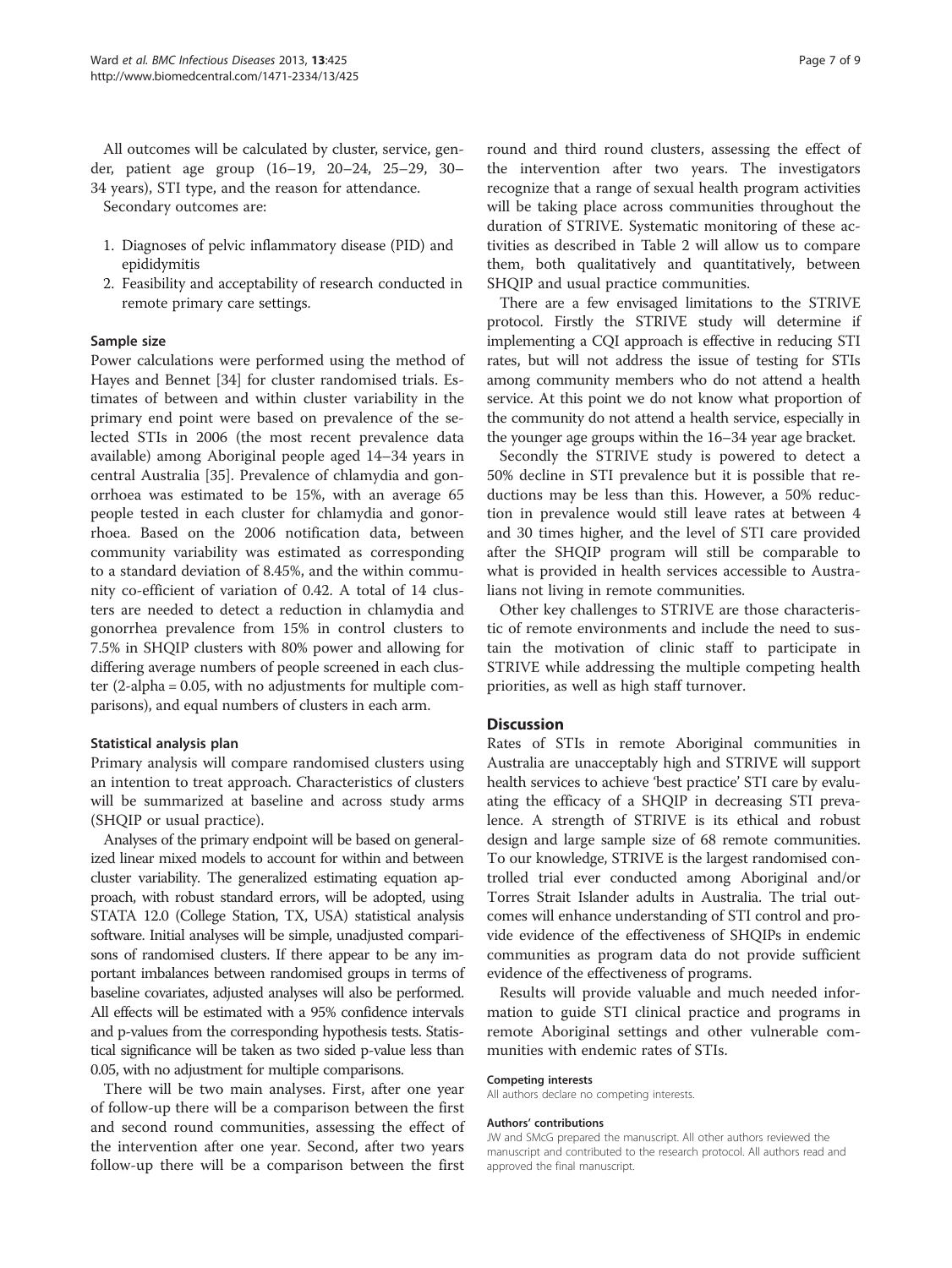All outcomes will be calculated by cluster, service, gender, patient age group (16–19, 20–24, 25–29, 30–34 years), STI type, and the reason for attendance.

Secondary outcomes are:

1. Diagnoses of pelvic inflammatory disease (PID) and epididymitis
2. Feasibility and acceptability of research conducted in remote primary care settings.

### Sample size

Power calculations were performed using the method of Hayes and Bennet [34] for cluster randomised trials. Estimates of between and within cluster variability in the primary end point were based on prevalence of the selected STIs in 2006 (the most recent prevalence data available) among Aboriginal people aged 14–34 years in central Australia [35]. Prevalence of chlamydia and gonorrhoea was estimated to be 15%, with an average 65 people tested in each cluster for chlamydia and gonorrhoea. Based on the 2006 notification data, between community variability was estimated as corresponding to a standard deviation of 8.45%, and the within community co-efficient of variation of 0.42. A total of 14 clusters are needed to detect a reduction in chlamydia and gonorrhea prevalence from 15% in control clusters to 7.5% in SHQIP clusters with 80% power and allowing for differing average numbers of people screened in each cluster (2-alpha = 0.05, with no adjustments for multiple comparisons), and equal numbers of clusters in each arm.

### Statistical analysis plan

Primary analysis will compare randomised clusters using an intention to treat approach. Characteristics of clusters will be summarized at baseline and across study arms (SHQIP or usual practice).

Analyses of the primary endpoint will be based on generalized linear mixed models to account for within and between cluster variability. The generalized estimating equation approach, with robust standard errors, will be adopted, using STATA 12.0 (College Station, TX, USA) statistical analysis software. Initial analyses will be simple, unadjusted comparisons of randomised clusters. If there appear to be any important imbalances between randomised groups in terms of baseline covariates, adjusted analyses will also be performed. All effects will be estimated with a 95% confidence intervals and p-values from the corresponding hypothesis tests. Statistical significance will be taken as two sided p-value less than 0.05, with no adjustment for multiple comparisons.

There will be two main analyses. First, after one year of follow-up there will be a comparison between the first and second round communities, assessing the effect of the intervention after one year. Second, after two years follow-up there will be a comparison between the first round and third round clusters, assessing the effect of the intervention after two years. The investigators recognize that a range of sexual health program activities will be taking place across communities throughout the duration of STRIVE. Systematic monitoring of these activities as described in Table 2 will allow us to compare them, both qualitatively and quantitatively, between SHQIP and usual practice communities.

There are a few envisaged limitations to the STRIVE protocol. Firstly the STRIVE study will determine if implementing a CQI approach is effective in reducing STI rates, but will not address the issue of testing for STIs among community members who do not attend a health service. At this point we do not know what proportion of the community do not attend a health service, especially in the younger age groups within the 16–34 year age bracket.

Secondly the STRIVE study is powered to detect a 50% decline in STI prevalence but it is possible that reductions may be less than this. However, a 50% reduction in prevalence would still leave rates at between 4 and 30 times higher, and the level of STI care provided after the SHQIP program will still be comparable to what is provided in health services accessible to Australians not living in remote communities.

Other key challenges to STRIVE are those characteristic of remote environments and include the need to sustain the motivation of clinic staff to participate in STRIVE while addressing the multiple competing health priorities, as well as high staff turnover.

## Discussion

Rates of STIs in remote Aboriginal communities in Australia are unacceptably high and STRIVE will support health services to achieve 'best practice' STI care by evaluating the efficacy of a SHQIP in decreasing STI prevalence. A strength of STRIVE is its ethical and robust design and large sample size of 68 remote communities. To our knowledge, STRIVE is the largest randomised controlled trial ever conducted among Aboriginal and/or Torres Strait Islander adults in Australia. The trial outcomes will enhance understanding of STI control and provide evidence of the effectiveness of SHQIPs in endemic communities as program data do not provide sufficient evidence of the effectiveness of programs.

Results will provide valuable and much needed information to guide STI clinical practice and programs in remote Aboriginal settings and other vulnerable communities with endemic rates of STIs.

#### Competing interests

All authors declare no competing interests.

#### Authors' contributions

JW and SMcG prepared the manuscript. All other authors reviewed the manuscript and contributed to the research protocol. All authors read and approved the final manuscript.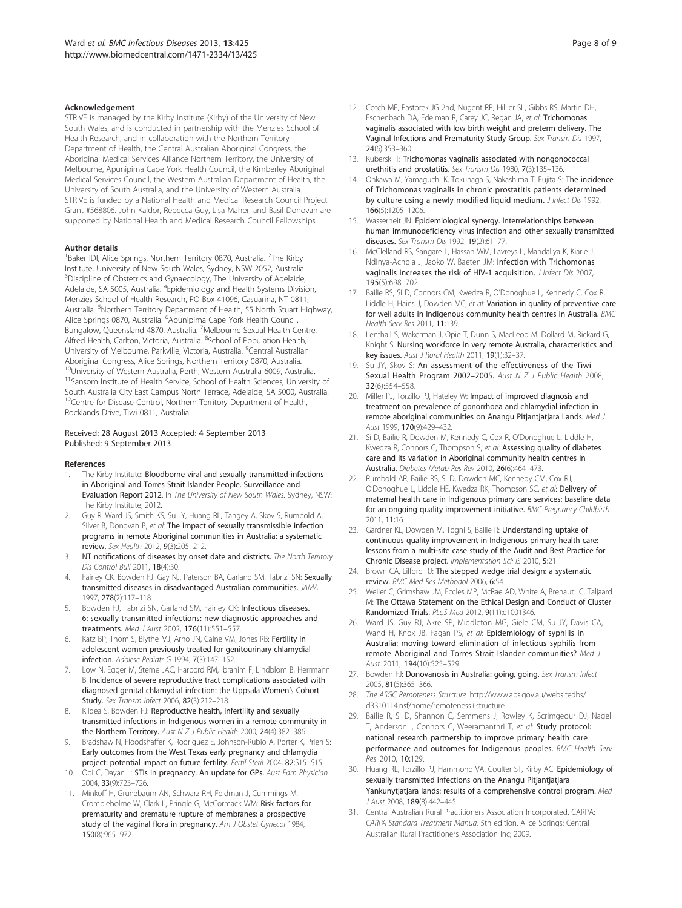#### Acknowledgement

STRIVE is managed by the Kirby Institute (Kirby) of the University of New South Wales, and is conducted in partnership with the Menzies School of Health Research, and in collaboration with the Northern Territory Department of Health, the Central Australian Aboriginal Congress, the Aboriginal Medical Services Alliance Northern Territory, the University of Melbourne, Apunipima Cape York Health Council, the Kimberley Aboriginal Medical Services Council, the Western Australian Department of Health, the University of South Australia, and the University of Western Australia. STRIVE is funded by a National Health and Medical Research Council Project Grant #568806. John Kaldor, Rebecca Guy, Lisa Maher, and Basil Donovan are supported by National Health and Medical Research Council Fellowships.

#### Author details

[1]Baker IDI, Alice Springs, Northern Territory 0870, Australia. [2]The Kirby Institute, University of New South Wales, Sydney, NSW 2052, Australia. [3]Discipline of Obstetrics and Gynaecology, The University of Adelaide, Adelaide, SA 5005, Australia. [4]Epidemiology and Health Systems Division, Menzies School of Health Research, PO Box 41096, Casuarina, NT 0811, Australia. [5]Northern Territory Department of Health, 55 North Stuart Highway, Alice Springs 0870, Australia. [6]Apunipima Cape York Health Council, Bungalow, Queensland 4870, Australia. [7]Melbourne Sexual Health Centre, Alfred Health, Carlton, Victoria, Australia. [8]School of Population Health, University of Melbourne, Parkville, Victoria, Australia. [9]Central Australian Aboriginal Congress, Alice Springs, Northern Territory 0870, Australia. [10]University of Western Australia, Perth, Western Australia 6009, Australia. [11]Sansom Institute of Health Service, School of Health Sciences, University of South Australia City East Campus North Terrace, Adelaide, SA 5000, Australia. [12]Centre for Disease Control, Northern Territory Department of Health, Rocklands Drive, Tiwi 0811, Australia.

Received: 28 August 2013 Accepted: 4 September 2013
Published: 9 September 2013

#### References

1. The Kirby Institute: **Bloodborne viral and sexually transmitted infections in Aboriginal and Torres Strait Islander People. Surveillance and Evaluation Report 2012**. In *The University of New South Wales*. Sydney, NSW: The Kirby Institute; 2012.
2. Guy R, Ward JS, Smith KS, Su JY, Huang RL, Tangey A, Skov S, Rumbold A, Silver B, Donovan B, *et al*: **The impact of sexually transmissible infection programs in remote Aboriginal communities in Australia: a systematic review.** *Sex Health* 2012, **9**(3):205–212.
3. **NT notifications of diseases by onset date and districts.** *The North Territory Dis Control Bull* 2011, **18**(4):30.
4. Fairley CK, Bowden FJ, Gay NJ, Paterson BA, Garland SM, Tabrizi SN: **Sexually transmitted diseases in disadvantaged Australian communities.** *JAMA* 1997, **278**(2):117–118.
5. Bowden FJ, Tabrizi SN, Garland SM, Fairley CK: **Infectious diseases. 6: sexually transmitted infections: new diagnostic approaches and treatments.** *Med J Aust* 2002, **176**(11):551–557.
6. Katz BP, Thom S, Blythe MJ, Arno JN, Caine VM, Jones RB: **Fertility in adolescent women previously treated for genitourinary chlamydial infection.** *Adolesc Pediatr G* 1994, **7**(3):147–152.
7. Low N, Egger M, Sterne JAC, Harbord RM, Ibrahim F, Lindblom B, Herrmann B: **Incidence of severe reproductive tract complications associated with diagnosed genital chlamydial infection: the Uppsala Women's Cohort Study.** *Sex Transm Infect* 2006, **82**(3):212–218.
8. Kildea S, Bowden FJ: **Reproductive health, infertility and sexually transmitted infections in Indigenous women in a remote community in the Northern Territory.** *Aust N Z J Public Health* 2000, **24**(4):382–386.
9. Bradshaw N, Floodshaffer K, Rodriguez E, Johnson-Rubio A, Porter K, Prien S: **Early outcomes from the West Texas early pregnancy and chlamydia project: potential impact on future fertility.** *Fertil Steril* 2004, **82**:S15–S15.
10. Ooi C, Dayan L: **STIs in pregnancy. An update for GPs.** *Aust Fam Physician* 2004, **33**(9):723–726.
11. Minkoff H, Grunebaum AN, Schwarz RH, Feldman J, Cummings M, Crombleholme W, Clark L, Pringle G, McCormack WM: **Risk factors for prematurity and premature rupture of membranes: a prospective study of the vaginal flora in pregnancy.** *Am J Obstet Gynecol* 1984, **150**(8):965–972.
12. Cotch MF, Pastorek JG 2nd, Nugent RP, Hillier SL, Gibbs RS, Martin DH, Eschenbach DA, Edelman R, Carey JC, Regan JA, *et al*: **Trichomonas vaginalis associated with low birth weight and preterm delivery. The Vaginal Infections and Prematurity Study Group.** *Sex Transm Dis* 1997, **24**(6):353–360.
13. Kuberski T: **Trichomonas vaginalis associated with nongonococcal urethritis and prostatitis.** *Sex Transm Dis* 1980, **7**(3):135–136.
14. Ohkawa M, Yamaguchi K, Tokunaga S, Nakashima T, Fujita S: **The incidence of Trichomonas vaginalis in chronic prostatitis patients determined by culture using a newly modified liquid medium.** *J Infect Dis* 1992, **166**(5):1205–1206.
15. Wasserheit JN: **Epidemiological synergy. Interrelationships between human immunodeficiency virus infection and other sexually transmitted diseases.** *Sex Transm Dis* 1992, **19**(2):61–77.
16. McClelland RS, Sangare L, Hassan WM, Lavreys L, Mandaliya K, Kiarie J, Ndinya-Achola J, Jaoko W, Baeten JM: **Infection with Trichomonas vaginalis increases the risk of HIV-1 acquisition.** *J Infect Dis* 2007, **195**(5):698–702.
17. Bailie RS, Si D, Connors CM, Kwedza R, O'Donoghue L, Kennedy C, Cox R, Liddle H, Hains J, Dowden MC, *et al*: **Variation in quality of preventive care for well adults in Indigenous community health centres in Australia.** *BMC Health Serv Res* 2011, **11**:139.
18. Lenthall S, Wakerman J, Opie T, Dunn S, MacLeod M, Dollard M, Rickard G, Knight S: **Nursing workforce in very remote Australia, characteristics and key issues.** *Aust J Rural Health* 2011, **19**(1):32–37.
19. Su JY, Skov S: **An assessment of the effectiveness of the Tiwi Sexual Health Program 2002–2005.** *Aust N Z J Public Health* 2008, **32**(6):554–558.
20. Miller PJ, Torzillo PJ, Hateley W: **Impact of improved diagnosis and treatment on prevalence of gonorrhoea and chlamydial infection in remote aboriginal communities on Anangu Pitjantjatjara Lands.** *Med J Aust* 1999, **170**(9):429–432.
21. Si D, Bailie R, Dowden M, Kennedy C, Cox R, O'Donoghue L, Liddle H, Kwedza R, Connors C, Thompson S, *et al*: **Assessing quality of diabetes care and its variation in Aboriginal community health centres in Australia.** *Diabetes Metab Res Rev* 2010, **26**(6):464–473.
22. Rumbold AR, Bailie RS, Si D, Dowden MC, Kennedy CM, Cox RJ, O'Donoghue L, Liddle HE, Kwedza RK, Thompson SC, *et al*: **Delivery of maternal health care in Indigenous primary care services: baseline data for an ongoing quality improvement initiative.** *BMC Pregnancy Childbirth* 2011, **11**:16.
23. Gardner KL, Dowden M, Togni S, Bailie R: **Understanding uptake of continuous quality improvement in Indigenous primary health care: lessons from a multi-site case study of the Audit and Best Practice for Chronic Disease project.** *Implementation Sci: IS* 2010, **5**:21.
24. Brown CA, Lilford RJ: **The stepped wedge trial design: a systematic review.** *BMC Med Res Methodol* 2006, **6**:54.
25. Weijer C, Grimshaw JM, Eccles MP, McRae AD, White A, Brehaut JC, Taljaard M: **The Ottawa Statement on the Ethical Design and Conduct of Cluster Randomized Trials.** *PLoS Med* 2012, **9**(11):e1001346.
26. Ward JS, Guy RJ, Akre SP, Middleton MG, Giele CM, Su JY, Davis CA, Wand H, Knox JB, Fagan PS, *et al*: **Epidemiology of syphilis in Australia: moving toward elimination of infectious syphilis from remote Aboriginal and Torres Strait Islander communities?** *Med J Aust* 2011, **194**(10):525–529.
27. Bowden FJ: **Donovanosis in Australia: going, going.** *Sex Transm Infect* 2005, **81**(5):365–366.
28. *The ASGC Remoteness Structure.* http://www.abs.gov.au/websitedbs/d3310114.nsf/home/remoteness+structure.
29. Bailie R, Si D, Shannon C, Semmens J, Rowley K, Scrimgeour DJ, Nagel T, Anderson I, Connors C, Weeramanthri T, *et al*: **Study protocol: national research partnership to improve primary health care performance and outcomes for Indigenous peoples.** *BMC Health Serv Res* 2010, **10**:129.
30. Huang RL, Torzillo PJ, Hammond VA, Coulter ST, Kirby AC: **Epidemiology of sexually transmitted infections on the Anangu Pitjantjatjara Yankunytjatjara lands: results of a comprehensive control program.** *Med J Aust* 2008, **189**(8):442–445.
31. Central Australian Rural Practitioners Association Incorporated. CARPA: *CARPA Standard Treatment Manua.* 5th edition. Alice Springs: Central Australian Rural Practitioners Association Inc; 2009.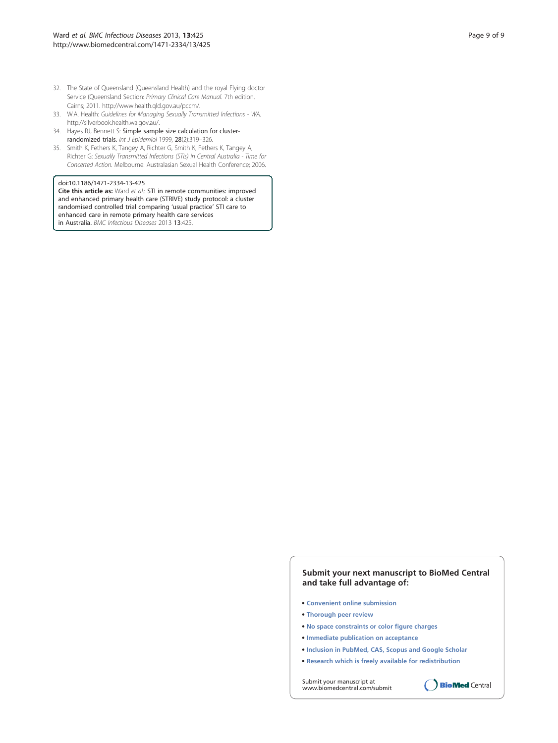32. The State of Queensland (Queensland Health) and the royal Flying doctor Service (Queensland Section: *Primary Clinical Care Manual.* 7th edition. Cairns; 2011. http://www.health.qld.gov.au/pccm/.
33. W.A. Health: *Guidelines for Managing Sexually Transmitted Infections - WA.* http://silverbook.health.wa.gov.au/.
34. Hayes RJ, Bennett S: **Simple sample size calculation for cluster-randomized trials.** *Int J Epidemiol* 1999, **28**(2):319–326.
35. Smith K, Fethers K, Tangey A, Richter G, Smith K, Fethers K, Tangey A, Richter G: *Sexually Transmitted Infections (STIs) in Central Australia - Time for Concerted Action.* Melbourne: Australasian Sexual Health Conference; 2006.

doi:10.1186/1471-2334-13-425

**Cite this article as:** Ward *et al.*: STI in remote communities: improved and enhanced primary health care (STRIVE) study protocol: a cluster randomised controlled trial comparing 'usual practice' STI care to enhanced care in remote primary health care services in Australia. *BMC Infectious Diseases* 2013 **13**:425.

**Submit your next manuscript to BioMed Central and take full advantage of:**

- **Convenient online submission**
- **Thorough peer review**
- **No space constraints or color figure charges**
- **Immediate publication on acceptance**
- **Inclusion in PubMed, CAS, Scopus and Google Scholar**
- **Research which is freely available for redistribution**

Submit your manuscript at
www.biomedcentral.com/submit

BioMed Central